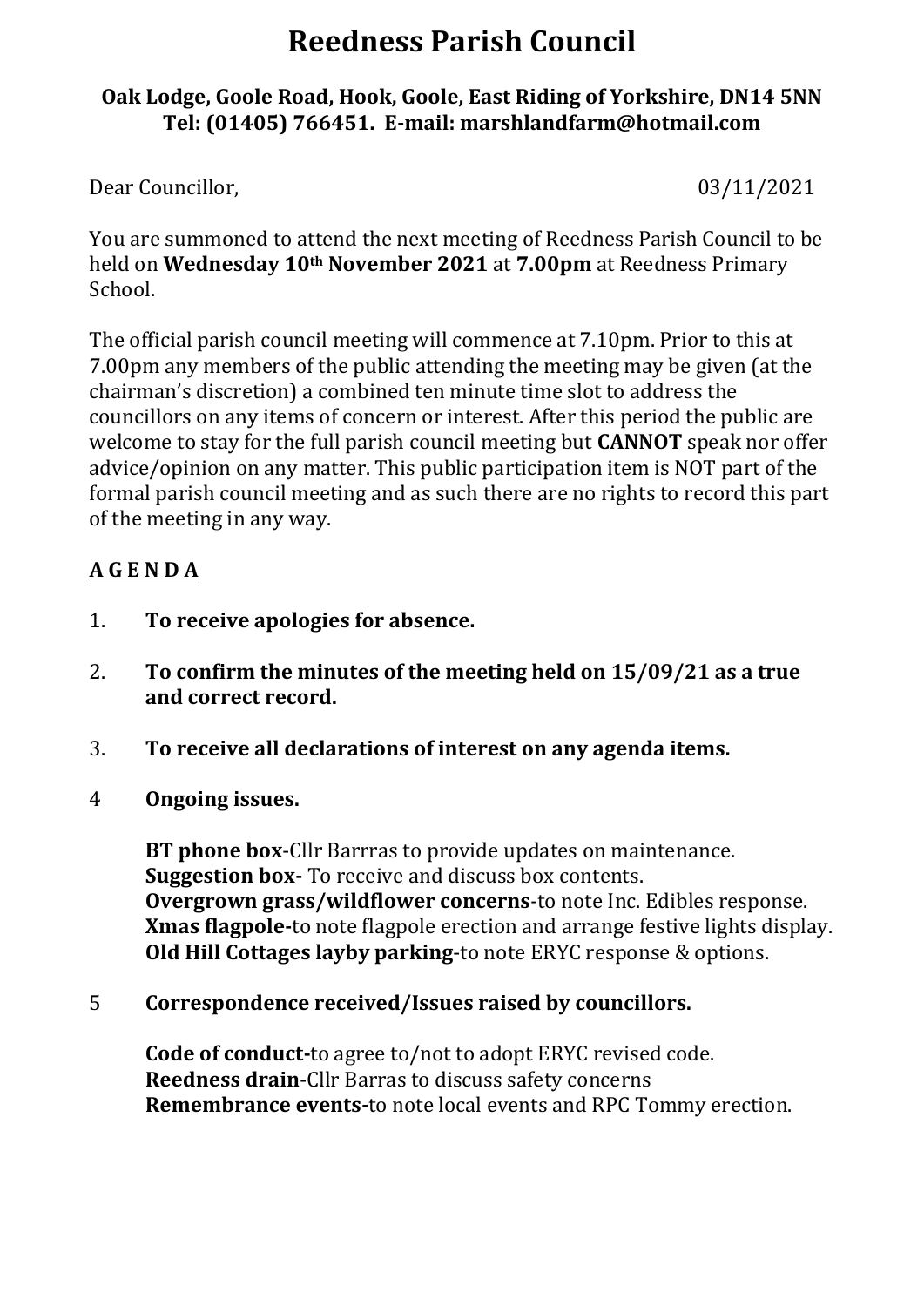# Reedness Parish Council

**Oak Lodge, Goole Road, Hook, Goole, East Riding of Yorkshire, DN14 5NN**
**Tel: (01405) 766451. E-mail: marshlandfarm@hotmail.com**

Dear Councillor, 03/11/2021

You are summoned to attend the next meeting of Reedness Parish Council to be held on **Wednesday 10th November 2021** at **7.00pm** at Reedness Primary School.

The official parish council meeting will commence at 7.10pm. Prior to this at 7.00pm any members of the public attending the meeting may be given (at the chairman's discretion) a combined ten minute time slot to address the councillors on any items of concern or interest. After this period the public are welcome to stay for the full parish council meeting but **CANNOT** speak nor offer advice/opinion on any matter. This public participation item is NOT part of the formal parish council meeting and as such there are no rights to record this part of the meeting in any way.

## A G E N D A

1. **To receive apologies for absence.**

2. **To confirm the minutes of the meeting held on 15/09/21 as a true and correct record.**

3. **To receive all declarations of interest on any agenda items.**

4 **Ongoing issues.**

   **BT phone box**-Cllr Barras to provide updates on maintenance.
   **Suggestion box-** To receive and discuss box contents.
   **Overgrown grass/wildflower concerns**-to note Inc. Edibles response.
   **Xmas flagpole-**to note flagpole erection and arrange festive lights display.
   **Old Hill Cottages layby parking**-to note ERYC response & options.

5 **Correspondence received/Issues raised by councillors.**

   **Code of conduct-**to agree to/not to adopt ERYC revised code.
   **Reedness drain**-Cllr Barras to discuss safety concerns
   **Remembrance events-**to note local events and RPC Tommy erection.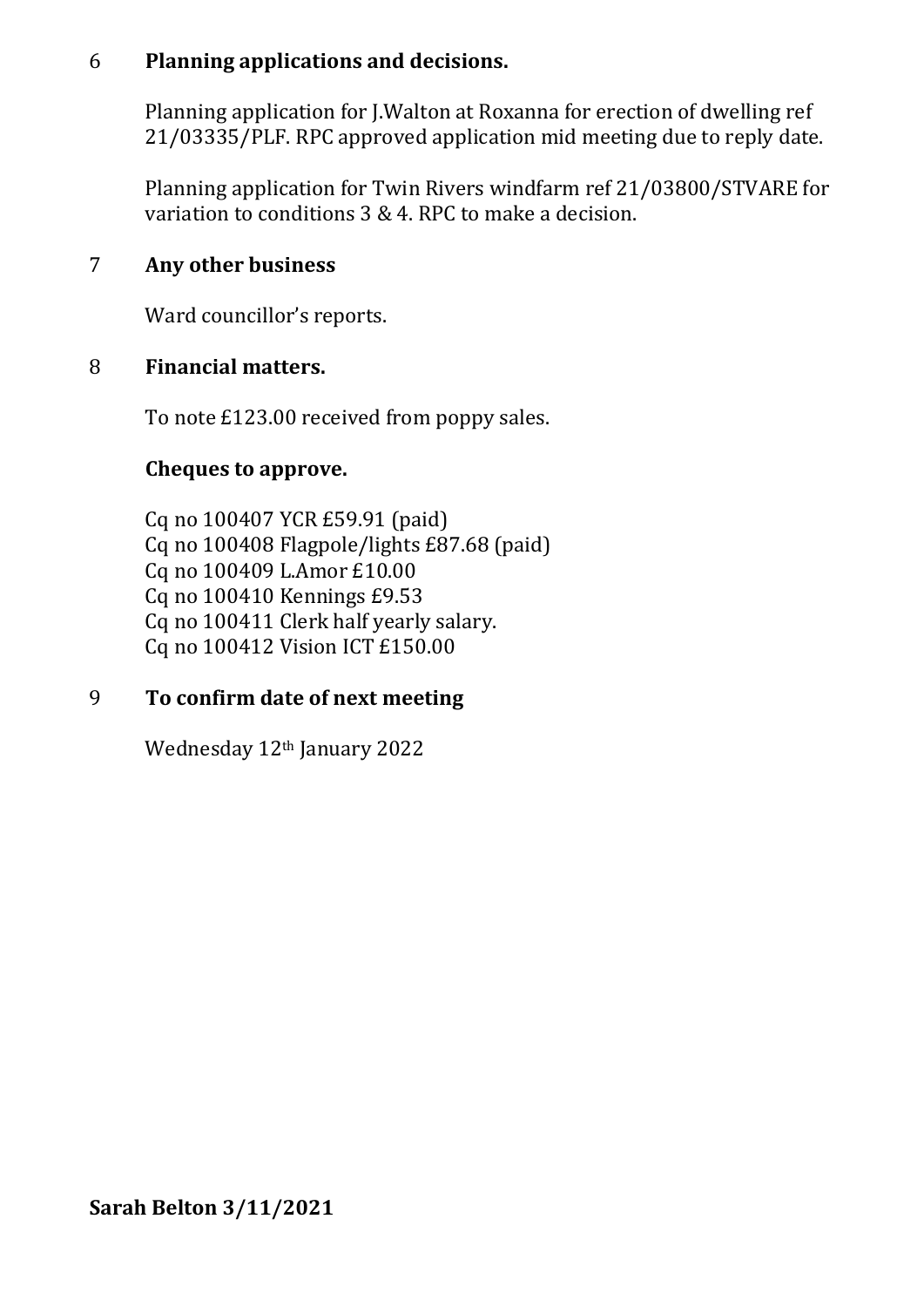6 **Planning applications and decisions.**

Planning application for J.Walton at Roxanna for erection of dwelling ref 21/03335/PLF. RPC approved application mid meeting due to reply date.

Planning application for Twin Rivers windfarm ref 21/03800/STVARE for variation to conditions 3 & 4. RPC to make a decision.

7 **Any other business**

Ward councillor's reports.

8 **Financial matters.**

To note £123.00 received from poppy sales.

**Cheques to approve.**

Cq no 100407 YCR £59.91 (paid)
Cq no 100408 Flagpole/lights £87.68 (paid)
Cq no 100409 L.Amor £10.00
Cq no 100410 Kennings £9.53
Cq no 100411 Clerk half yearly salary.
Cq no 100412 Vision ICT £150.00

9 **To confirm date of next meeting**

Wednesday 12th January 2022

**Sarah Belton 3/11/2021**